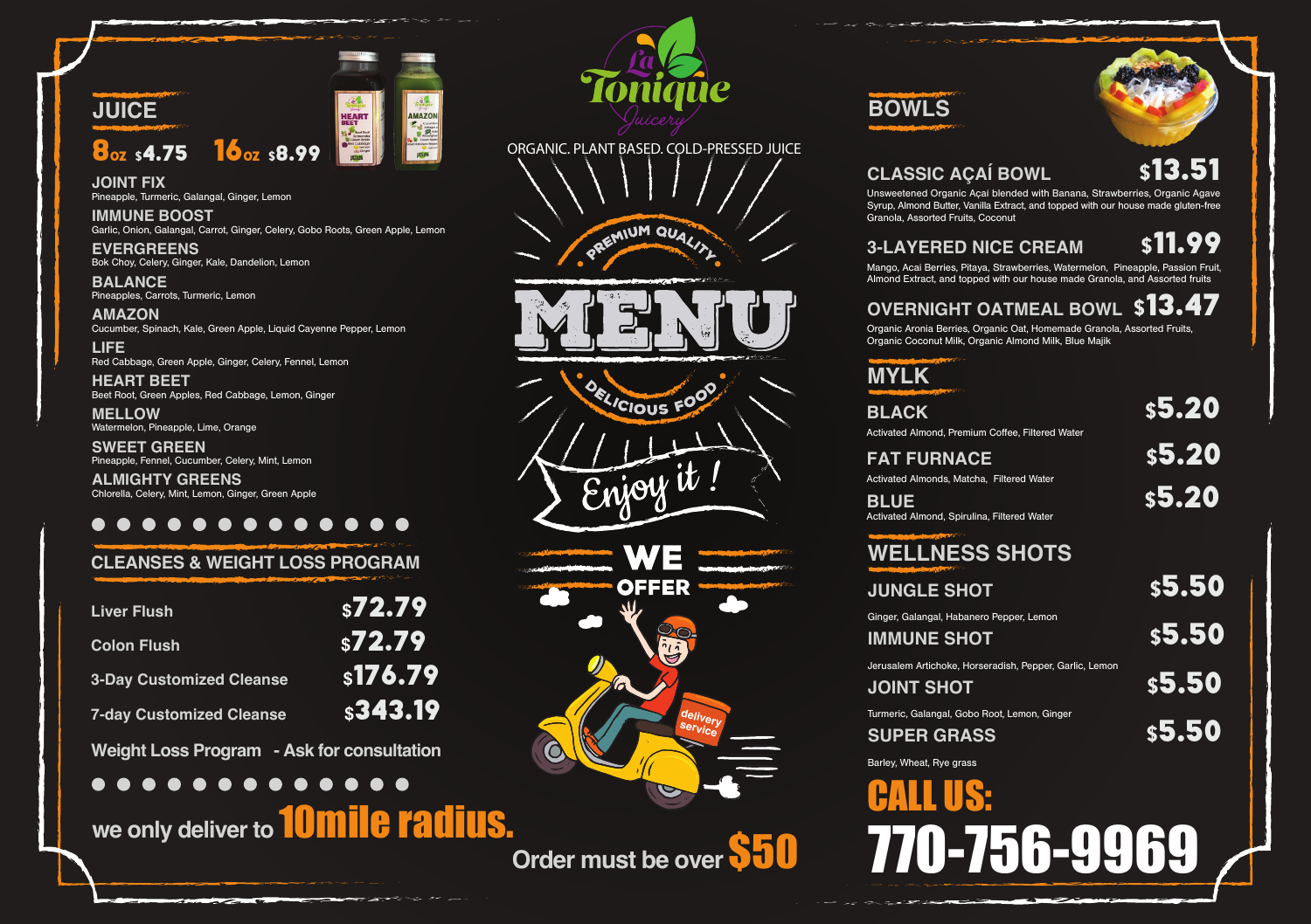# La Tonique Juicery

ORGANIC. PLANT BASED. COLD-PRESSED JUICE

PREMIUM QUALITY

# MENU

DELICIOUS FOOD

*Enjoy it !*

## JUICE

**8oz $4.75  16oz $8.99**

**JOINT FIX**
Pineapple, Turmeric, Galangal, Ginger, Lemon

**IMMUNE BOOST**
Garlic, Onion, Galangal, Carrot, Ginger, Celery, Gobo Roots, Green Apple, Lemon

**EVERGREENS**
Bok Choy, Celery, Ginger, Kale, Dandelion, Lemon

**BALANCE**
Pineapples, Carrots, Turmeric, Lemon

**AMAZON**
Cucumber, Spinach, Kale, Green Apple, Liquid Cayenne Pepper, Lemon

**LIFE**
Red Cabbage, Green Apple, Ginger, Celery, Fennel, Lemon

**HEART BEET**
Beet Root, Green Apples, Red Cabbage, Lemon, Ginger

**MELLOW**
Watermelon, Pineapple, Lime, Orange

**SWEET GREEN**
Pineapple, Fennel, Cucumber, Celery, Mint, Lemon

**ALMIGHTY GREENS**
Chlorella, Celery, Mint, Lemon, Ginger, Green Apple

## CLEANSES & WEIGHT LOSS PROGRAM

| Item | Price |
|---|---|
| Liver Flush | $72.79 |
| Colon Flush | $72.79 |
| 3-Day Customized Cleanse | $176.79 |
| 7-day Customized Cleanse | $343.19 |

Weight Loss Program - Ask for consultation

## WE OFFER

delivery service

we only deliver to **10mile radius.**

Order must be over **$50**

## BOWLS

**CLASSIC AÇAÍ BOWL — $13.51**
Unsweetened Organic Açai blended with Banana, Strawberries, Organic Agave Syrup, Almond Butter, Vanilla Extract, and topped with our house made gluten-free Granola, Assorted Fruits, Coconut

**3-LAYERED NICE CREAM — $11.99**
Mango, Acai Berries, Pitaya, Strawberries, Watermelon, Pineapple, Passion Fruit, Almond Extract, and topped with our house made Granola, and Assorted fruits

**OVERNIGHT OATMEAL BOWL — $13.47**
Organic Aronia Berries, Organic Oat, Homemade Granola, Assorted Fruits, Organic Coconut Milk, Organic Almond Milk, Blue Majik

## MYLK

**BLACK — $5.20**
Activated Almond, Premium Coffee, Filtered Water

**FAT FURNACE — $5.20**
Activated Almonds, Matcha, Filtered Water

**BLUE — $5.20**
Activated Almond, Spirulina, Filtered Water

## WELLNESS SHOTS

**JUNGLE SHOT — $5.50**
Ginger, Galangal, Habanero Pepper, Lemon

**IMMUNE SHOT — $5.50**
Jerusalem Artichoke, Horseradish, Pepper, Garlic, Lemon

**JOINT SHOT — $5.50**
Turmeric, Galangal, Gobo Root, Lemon, Ginger

**SUPER GRASS — $5.50**
Barley, Wheat, Rye grass

## CALL US:

# 770-756-9969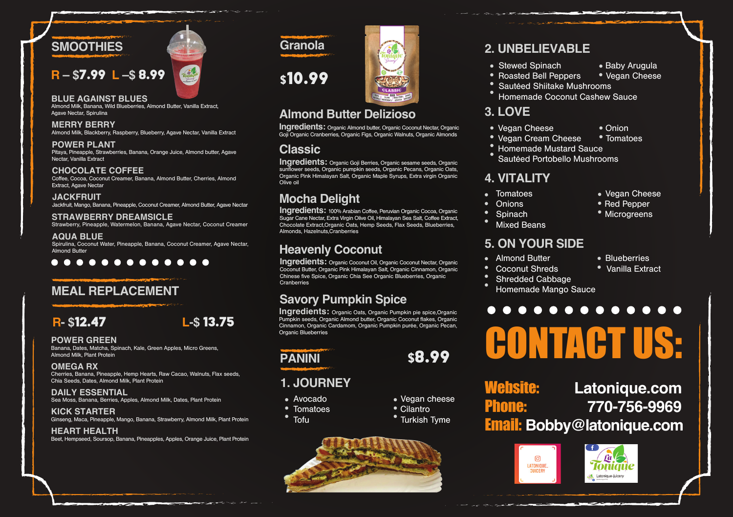## SMOOTHIES

R – $7.99 L –$ 8.99

### BLUE AGAINST BLUES
Almond Milk, Banana, Wild Blueberries, Almond Butter, Vanilla Extract, Agave Nectar, Spirulina

### MERRY BERRY
Almond Milk, Blackberry, Raspberry, Blueberry, Agave Nectar, Vanilla Extract

### POWER PLANT
Pitaya, Pineapple, Strawberries, Banana, Orange Juice, Almond butter, Agave Nectar, Vanilla Extract

### CHOCOLATE COFFEE
Coffee, Cocoa, Coconut Creamer, Banana, Almond Butter, Cherries, Almond Extract, Agave Nectar

### JACKFRUIT
Jackfruit, Mango, Banana, Pineapple, Coconut Creamer, Almond Butter, Agave Nectar

### STRAWBERRY DREAMSICLE
Strawberry, Pineapple, Watermelon, Banana, Agave Nectar, Coconut Creamer

### AQUA BLUE
Spirulina, Coconut Water, Pineapple, Banana, Coconut Creamer, Agave Nectar, Almond Butter

## MEAL REPLACEMENT

R- $12.47 L-$ 13.75

### POWER GREEN
Banana, Dates, Matcha, Spinach, Kale, Green Apples, Micro Greens, Almond Milk, Plant Protein

### OMEGA RX
Cherries, Banana, Pineapple, Hemp Hearts, Raw Cacao, Walnuts, Flax seeds, Chia Seeds, Dates, Almond Milk, Plant Protein

### DAILY ESSENTIAL
Sea Moss, Banana, Berries, Apples, Almond Milk, Dates, Plant Protein

### KICK STARTER
Ginseng, Maca, Pineapple, Mango, Banana, Strawberry, Almond Milk, Plant Protein

### HEART HEALTH
Beet, Hempseed, Soursop, Banana, Pineapples, Apples, Orange Juice, Plant Protein

## Granola

$10.99

### Almond Butter Delizioso
**Ingredients:** Organic Almond butter, Organic Coconut Nectar, Organic Goji Organic Cranberries, Organic Figs, Organic Walnuts, Organic Almonds

### Classic
**Ingredients:** Organic Goji Berries, Organic sesame seeds, Organic sunflower seeds, Organic pumpkin seeds, Organic Pecans, Organic Oats, Organic Pink Himalayan Salt, Organic Maple Syrups, Extra virgin Organic Olive oil

### Mocha Delight
**Ingredients:** 100% Arabian Organic Coffee, Peruvian Organic Cocoa, Organic Sugar Cane Nectar, Extra Virgin Olive Oil, Himalayan Sea Salt, Coffee Extract, Chocolate Extract,Organic Oats, Hemp Seeds, Flax Seeds, Blueberries, Almonds, Hazelnuts,Cranberries

### Heavenly Coconut
**Ingredients:** Organic Coconut Oil, Organic Coconut Nectar, Organic Coconut Butter, Organic Pink Himalayan Salt, Organic Cinnamon, Organic Chinese five Spice, Organic Chia See Organic Blueberries, Organic Cranberries

### Savory Pumpkin Spice
**Ingredients:** Organic Oats, Organic Pumpkin pie spice,Organic Pumpkin seeds, Organic Almond butter, Organic Coconut flakes, Organic Cinnamon, Organic Cardamom, Organic Pumpkin purée, Organic Pecan, Organic Blueberries

## PANINI

$8.99

### 1. JOURNEY
- Avocado
- Tomatoes
- Tofu
- Vegan cheese
- Cilantro
- Turkish Tyme

### 2. UNBELIEVABLE
- Stewed Spinach
- Roasted Bell Peppers
- Sautéed Shiitake Mushrooms
- Homemade Coconut Cashew Sauce
- Baby Arugula
- Vegan Cheese

### 3. LOVE
- Vegan Cheese
- Vegan Cream Cheese
- Homemade Mustard Sauce
- Sautéed Portobello Mushrooms
- Onion
- Tomatoes

### 4. VITALITY
- Tomatoes
- Onions
- Spinach
- Mixed Beans
- Vegan Cheese
- Red Pepper
- Microgreens

### 5. ON YOUR SIDE
- Almond Butter
- Coconut Shreds
- Shredded Cabbage
- Homemade Mango Sauce
- Blueberries
- Vanilla Extract

## CONTACT US:

**Website:** Latonique.com
**Phone:** 770-756-9969
**Email:** Bobby@latonique.com

LATONIQUE_JUICERY

La Tonique

Latonique-juicery